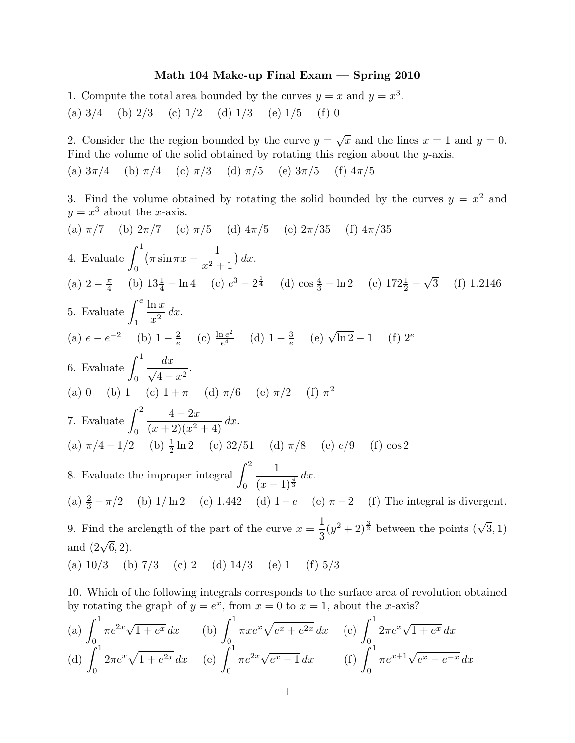# Math 104 Make-up Final Exam — Spring 2010

1. Compute the total area bounded by the curves $y = x$ and $y = x^3$.

(a) 3/4 (b) 2/3 (c) 1/2 (d) 1/3 (e) 1/5 (f) 0

2. Consider the the region bounded by the curve $y = \sqrt{x}$ and the lines $x = 1$ and $y = 0$. Find the volume of the solid obtained by rotating this region about the $y$-axis.

(a) $3\pi/4$ (b) $\pi/4$ (c) $\pi/3$ (d) $\pi/5$ (e) $3\pi/5$ (f) $4\pi/5$

3. Find the volume obtained by rotating the solid bounded by the curves $y = x^2$ and $y = x^3$ about the $x$-axis.

(a) $\pi/7$ (b) $2\pi/7$ (c) $\pi/5$ (d) $4\pi/5$ (e) $2\pi/35$ (f) $4\pi/35$

4. Evaluate $\displaystyle\int_0^1 \left(\pi \sin \pi x - \frac{1}{x^2+1}\right) dx$.

(a) $2 - \frac{\pi}{4}$ (b) $13\frac{1}{4} + \ln 4$ (c) $e^3 - 2^{\frac{1}{4}}$ (d) $\cos\frac{4}{3} - \ln 2$ (e) $172\frac{1}{2} - \sqrt{3}$ (f) 1.2146

5. Evaluate $\displaystyle\int_1^e \frac{\ln x}{x^2}\, dx$.

(a) $e - e^{-2}$ (b) $1 - \frac{2}{e}$ (c) $\frac{\ln e^2}{e^4}$ (d) $1 - \frac{3}{e}$ (e) $\sqrt{\ln 2} - 1$ (f) $2^e$

6. Evaluate $\displaystyle\int_0^1 \frac{dx}{\sqrt{4-x^2}}$.

(a) 0 (b) 1 (c) $1 + \pi$ (d) $\pi/6$ (e) $\pi/2$ (f) $\pi^2$

7. Evaluate $\displaystyle\int_0^2 \frac{4-2x}{(x+2)(x^2+4)}\, dx$.

(a) $\pi/4 - 1/2$ (b) $\frac{1}{2}\ln 2$ (c) 32/51 (d) $\pi/8$ (e) $e/9$ (f) $\cos 2$

8. Evaluate the improper integral $\displaystyle\int_0^2 \frac{1}{(x-1)^{\frac{4}{3}}}\, dx$.

(a) $\frac{2}{3} - \pi/2$ (b) $1/\ln 2$ (c) 1.442 (d) $1 - e$ (e) $\pi - 2$ (f) The integral is divergent.

9. Find the arclength of the part of the curve $x = \dfrac{1}{3}(y^2+2)^{\frac{3}{2}}$ between the points $(\sqrt{3}, 1)$ and $(2\sqrt{6}, 2)$.

(a) 10/3 (b) 7/3 (c) 2 (d) 14/3 (e) 1 (f) 5/3

10. Which of the following integrals corresponds to the surface area of revolution obtained by rotating the graph of $y = e^x$, from $x = 0$ to $x = 1$, about the $x$-axis?

(a) $\displaystyle\int_0^1 \pi e^{2x}\sqrt{1+e^x}\, dx$ (b) $\displaystyle\int_0^1 \pi x e^x \sqrt{e^x + e^{2x}}\, dx$ (c) $\displaystyle\int_0^1 2\pi e^x \sqrt{1+e^x}\, dx$

(d) $\displaystyle\int_0^1 2\pi e^x \sqrt{1+e^{2x}}\, dx$ (e) $\displaystyle\int_0^1 \pi e^{2x}\sqrt{e^x - 1}\, dx$ (f) $\displaystyle\int_0^1 \pi e^{x+1}\sqrt{e^x - e^{-x}}\, dx$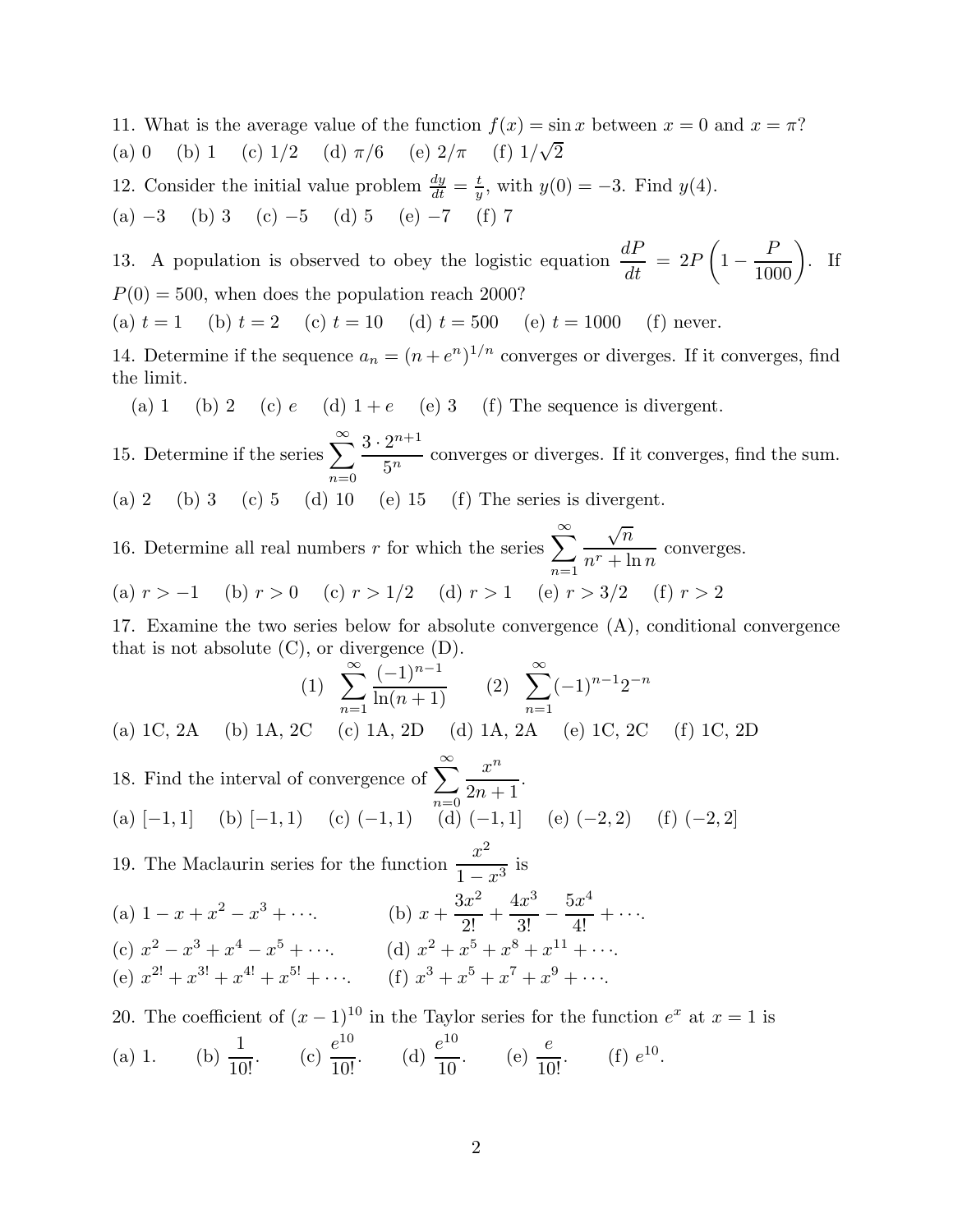11. What is the average value of the function $f(x) = \sin x$ between $x = 0$ and $x = \pi$?

(a) 0 (b) 1 (c) 1/2 (d) $\pi/6$ (e) $2/\pi$ (f) $1/\sqrt{2}$

12. Consider the initial value problem $\frac{dy}{dt} = \frac{t}{y}$, with $y(0) = -3$. Find $y(4)$.

(a) $-3$ (b) 3 (c) $-5$ (d) 5 (e) $-7$ (f) 7

13. A population is observed to obey the logistic equation $\dfrac{dP}{dt} = 2P\left(1 - \dfrac{P}{1000}\right)$. If $P(0) = 500$, when does the population reach 2000?

(a) $t = 1$ (b) $t = 2$ (c) $t = 10$ (d) $t = 500$ (e) $t = 1000$ (f) never.

14. Determine if the sequence $a_n = (n + e^n)^{1/n}$ converges or diverges. If it converges, find the limit.

(a) 1 (b) 2 (c) $e$ (d) $1 + e$ (e) 3 (f) The sequence is divergent.

15. Determine if the series $\displaystyle\sum_{n=0}^{\infty} \frac{3 \cdot 2^{n+1}}{5^n}$ converges or diverges. If it converges, find the sum.

(a) 2 (b) 3 (c) 5 (d) 10 (e) 15 (f) The series is divergent.

16. Determine all real numbers $r$ for which the series $\displaystyle\sum_{n=1}^{\infty} \frac{\sqrt{n}}{n^r + \ln n}$ converges.

(a) $r > -1$ (b) $r > 0$ (c) $r > 1/2$ (d) $r > 1$ (e) $r > 3/2$ (f) $r > 2$

17. Examine the two series below for absolute convergence (A), conditional convergence that is not absolute (C), or divergence (D).

$$(1) \quad \sum_{n=1}^{\infty} \frac{(-1)^{n-1}}{\ln(n+1)} \qquad (2) \quad \sum_{n=1}^{\infty} (-1)^{n-1} 2^{-n}$$

(a) 1C, 2A (b) 1A, 2C (c) 1A, 2D (d) 1A, 2A (e) 1C, 2C (f) 1C, 2D

18. Find the interval of convergence of $\displaystyle\sum_{n=0}^{\infty} \frac{x^n}{2n+1}$.

(a) $[-1, 1]$ (b) $[-1, 1)$ (c) $(-1, 1)$ (d) $(-1, 1]$ (e) $(-2, 2)$ (f) $(-2, 2]$

19. The Maclaurin series for the function $\dfrac{x^2}{1 - x^3}$ is

(a) $1 - x + x^2 - x^3 + \cdots$. (b) $x + \dfrac{3x^2}{2!} + \dfrac{4x^3}{3!} - \dfrac{5x^4}{4!} + \cdots$.

(c) $x^2 - x^3 + x^4 - x^5 + \cdots$. (d) $x^2 + x^5 + x^8 + x^{11} + \cdots$.

(e) $x^{2!} + x^{3!} + x^{4!} + x^{5!} + \cdots$. (f) $x^3 + x^5 + x^7 + x^9 + \cdots$.

20. The coefficient of $(x - 1)^{10}$ in the Taylor series for the function $e^x$ at $x = 1$ is

(a) 1. (b) $\dfrac{1}{10!}$. (c) $\dfrac{e^{10}}{10!}$. (d) $\dfrac{e^{10}}{10}$. (e) $\dfrac{e}{10!}$. (f) $e^{10}$.